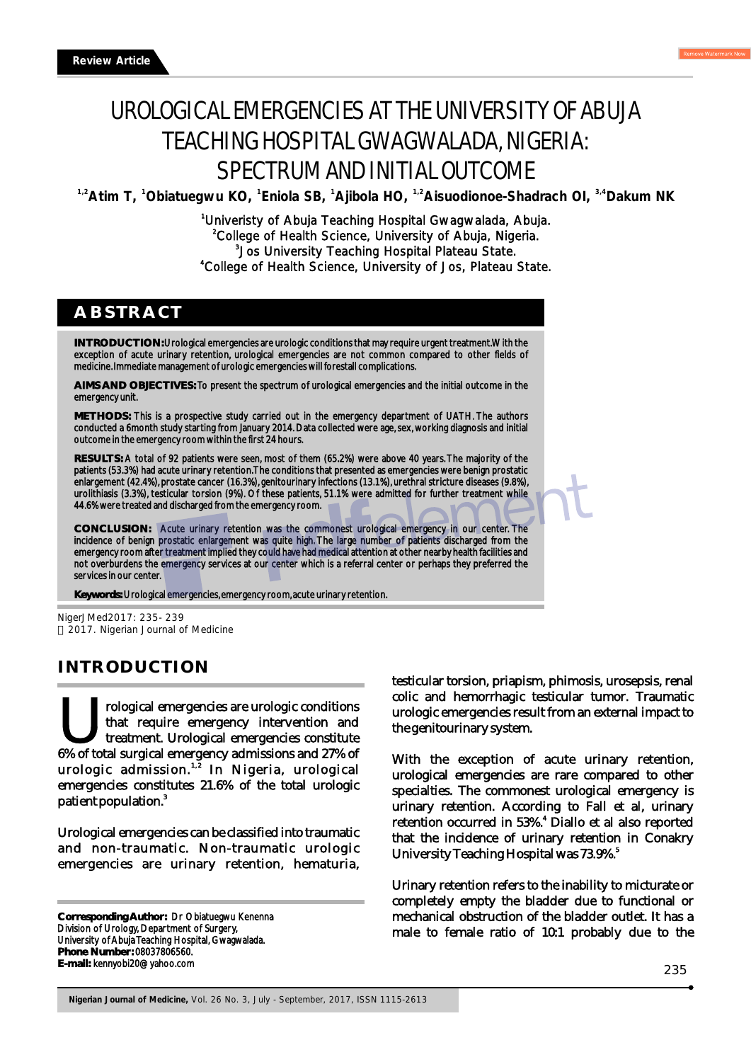Review Article

# UROLOGICAL EMERGENCIES AT THE UNIVERSITY OF ABUJA TEACHING HOSPITAL GWAGWALADA, NIGERIA: SPECTRUM AND INITIAL OUTCOME

[1,2]Atim T, [1]Obiatuegwu KO, [1]Eniola SB, [1]Ajibola HO, [1,2]Aisuodionoe-Shadrach OI, [3,4]Dakum NK

[1]Univeristy of Abuja Teaching Hospital Gwagwalada, Abuja.
[2]College of Health Science, University of Abuja, Nigeria.
[3]Jos University Teaching Hospital Plateau State.
[4]College of Health Science, University of Jos, Plateau State.

## ABSTRACT

**INTRODUCTION:** Urological emergencies are urologic conditions that may require urgent treatment. With the exception of acute urinary retention, urological emergencies are not common compared to other fields of medicine. Immediate management of urologic emergencies will forestall complications.

**AIMS AND OBJECTIVES:** To present the spectrum of urological emergencies and the initial outcome in the emergency unit.

**METHODS:** This is a prospective study carried out in the emergency department of UATH. The authors conducted a 6month study starting from January 2014. Data collected were age, sex, working diagnosis and initial outcome in the emergency room within the first 24 hours.

**RESULTS:** A total of 92 patients were seen, most of them (65.2%) were above 40 years. The majority of the patients (53.3%) had acute urinary retention. The conditions that presented as emergencies were benign prostatic enlargement (42.4%), prostate cancer (16.3%), genitourinary infections (13.1%), urethral stricture diseases (9.8%), urolithiasis (3.3%), testicular torsion (9%). Of these patients, 51.1% were admitted for further treatment while 44.6% were treated and discharged from the emergency room.

**CONCLUSION:** Acute urinary retention was the commonest urological emergency in our center. The incidence of benign prostatic enlargement was quite high. The large number of patients discharged from the emergency room after treatment implied they could have had medical attention at other nearby health facilities and not overburdens the emergency services at our center which is a referral center or perhaps they preferred the services in our center.

**Keywords:** Urological emergencies, emergency room, acute urinary retention.

NigerJMed2017: 235- 239
2017. Nigerian Journal of Medicine

## INTRODUCTION

Urological emergencies are urologic conditions that require emergency intervention and treatment. Urological emergencies constitute 6% of total surgical emergency admissions and 27% of urologic admission.[1,2] In Nigeria, urological emergencies constitutes 21.6% of the total urologic patient population.[3]

Urological emergencies can be classified into traumatic and non-traumatic. Non-traumatic urologic emergencies are urinary retention, hematuria, testicular torsion, priapism, phimosis, urosepsis, renal colic and hemorrhagic testicular tumor. Traumatic urologic emergencies result from an external impact to the genitourinary system.

With the exception of acute urinary retention, urological emergencies are rare compared to other specialties. The commonest urological emergency is urinary retention. According to Fall et al, urinary retention occurred in 53%.[4] Diallo et al also reported that the incidence of urinary retention in Conakry University Teaching Hospital was 73.9%.[5]

Urinary retention refers to the inability to micturate or completely empty the bladder due to functional or mechanical obstruction of the bladder outlet. It has a male to female ratio of 10:1 probably due to the

**Corresponding Author:** Dr Obiatuegwu Kenenna
Division of Urology, Department of Surgery,
University of Abuja Teaching Hospital, Gwagwalada.
**Phone Number:** 08037806560.
**E-mail:** kennyobi20@yahoo.com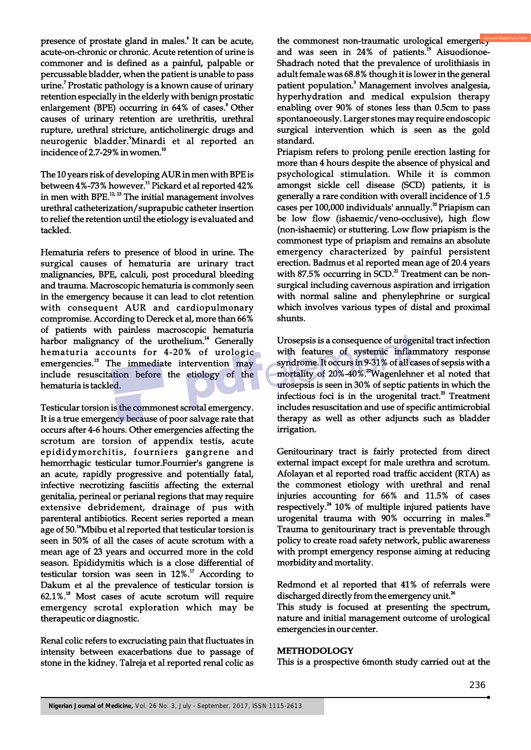presence of prostate gland in males.[6] It can be acute, acute-on-chronic or chronic. Acute retention of urine is commoner and is defined as a painful, palpable or percussable bladder, when the patient is unable to pass urine.[7] Prostatic pathology is a known cause of urinary retention especially in the elderly with benign prostatic enlargement (BPE) occurring in 64% of cases.[8] Other causes of urinary retention are urethritis, urethral rupture, urethral stricture, anticholinergic drugs and neurogenic bladder.[9] Minardi et al reported an incidence of 2.7-29% in women.[10]

The 10 years risk of developing AUR in men with BPE is between 4%-73% however.[11] Pickard et al reported 42% in men with BPE.[12, 13] The initial management involves urethral catheterization/suprapubic catheter insertion to relief the retention until the etiology is evaluated and tackled.

Hematuria refers to presence of blood in urine. The surgical causes of hematuria are urinary tract malignancies, BPE, calculi, post procedural bleeding and trauma. Macroscopic hematuria is commonly seen in the emergency because it can lead to clot retention with consequent AUR and cardiopulmonary compromise. According to Dereck et al, more than 66% of patients with painless macroscopic hematuria harbor malignancy of the urothelium.[14] Generally hematuria accounts for 4-20% of urologic emergencies.[15] The immediate intervention may include resuscitation before the etiology of the hematuria is tackled.

Testicular torsion is the commonest scrotal emergency. It is a true emergency because of poor salvage rate that occurs after 4-6 hours. Other emergencies affecting the scrotum are torsion of appendix testis, acute epididymorchitis, fourniers gangrene and hemorrhagic testicular tumor. Fournier's gangrene is an acute, rapidly progressive and potentially fatal, infective necrotizing fasciitis affecting the external genitalia, perineal or perianal regions that may require extensive debridement, drainage of pus with parenteral antibiotics. Recent series reported a mean age of 50.[16] Mbibu et al reported that testicular torsion is seen in 50% of all the cases of acute scrotum with a mean age of 23 years and occurred more in the cold season. Epididymitis which is a close differential of testicular torsion was seen in 12%.[17] According to Dakum et al the prevalence of testicular torsion is 62.1%.[18] Most cases of acute scrotum will require emergency scrotal exploration which may be therapeutic or diagnostic.

Renal colic refers to excruciating pain that fluctuates in intensity between exacerbations due to passage of stone in the kidney. Talreja et al reported renal colic as the commonest non-traumatic urological emergency and was seen in 24% of patients.[19] Aisuodionoe-Shadrach noted that the prevalence of urolithiasis in adult female was 68.8% though it is lower in the general patient population.[3] Management involves analgesia, hyperhydration and medical expulsion therapy enabling over 90% of stones less than 0.5cm to pass spontaneously. Larger stones may require endoscopic surgical intervention which is seen as the gold standard.

Priapism refers to prolong penile erection lasting for more than 4 hours despite the absence of physical and psychological stimulation. While it is common amongst sickle cell disease (SCD) patients, it is generally a rare condition with overall incidence of 1.5 cases per 100,000 individuals' annually.[20] Priapism can be low flow (ishaemic/veno-occlusive), high flow (non-ishaemic) or stuttering. Low flow priapism is the commonest type of priapism and remains an absolute emergency characterized by painful persistent erection. Badmus et al reported mean age of 20.4 years with 87.5% occurring in SCD.[21] Treatment can be non-surgical including cavernous aspiration and irrigation with normal saline and phenylephrine or surgical which involves various types of distal and proximal shunts.

Urosepsis is a consequence of urogenital tract infection with features of systemic inflammatory response syndrome. It occurs in 9-31% of all cases of sepsis with a mortality of 20%-40%.[22] Wagenlehner et al noted that urosepsis is seen in 30% of septic patients in which the infectious foci is in the urogenital tract.[23] Treatment includes resuscitation and use of specific antimicrobial therapy as well as other adjuncts such as bladder irrigation.

Genitourinary tract is fairly protected from direct external impact except for male urethra and scrotum. Afolayan et al reported road traffic accident (RTA) as the commonest etiology with urethral and renal injuries accounting for 66% and 11.5% of cases respectively.[24] 10% of multiple injured patients have urogenital trauma with 90% occurring in males.[25] Trauma to genitourinary tract is preventable through policy to create road safety network, public awareness with prompt emergency response aiming at reducing morbidity and mortality.

Redmond et al reported that 41% of referrals were discharged directly from the emergency unit.[26]

This study is focused at presenting the spectrum, nature and initial management outcome of urological emergencies in our center.

## METHODOLOGY

This is a prospective 6month study carried out at the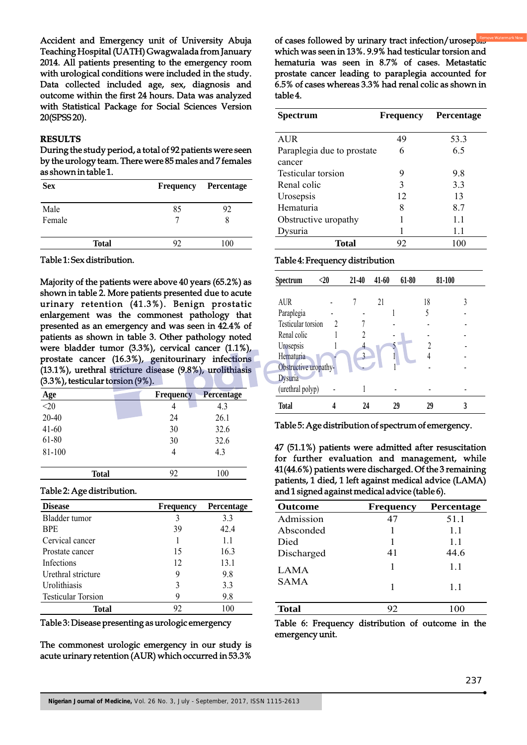Accident and Emergency unit of University Abuja Teaching Hospital (UATH) Gwagwalada from January 2014. All patients presenting to the emergency room with urological conditions were included in the study. Data collected included age, sex, diagnosis and outcome within the first 24 hours. Data was analyzed with Statistical Package for Social Sciences Version 20(SPSS 20).

## RESULTS

During the study period, a total of 92 patients were seen by the urology team. There were 85 males and 7 females as shown in table 1.

| Sex | Frequency | Percentage |
|---|---|---|
| Male | 85 | 92 |
| Female | 7 | 8 |
| **Total** | 92 | 100 |

Table 1: Sex distribution.

Majority of the patients were above 40 years (65.2%) as shown in table 2. More patients presented due to acute urinary retention (41.3%). Benign prostatic enlargement was the commonest pathology that presented as an emergency and was seen in 42.4% of patients as shown in table 3. Other pathology noted were bladder tumor (3.3%), cervical cancer (1.1%), prostate cancer (16.3%), genitourinary infections (13.1%), urethral stricture disease (9.8%), urolithiasis (3.3%), testicular torsion (9%).

| Age | Frequency | Percentage |
|---|---|---|
| <20 | 4 | 4.3 |
| 20-40 | 24 | 26.1 |
| 41-60 | 30 | 32.6 |
| 61-80 | 30 | 32.6 |
| 81-100 | 4 | 4.3 |
| **Total** | 92 | 100 |

Table 2: Age distribution.

| Disease | Frequency | Percentage |
|---|---|---|
| Bladder tumor | 3 | 3.3 |
| BPE | 39 | 42.4 |
| Cervical cancer | 1 | 1.1 |
| Prostate cancer | 15 | 16.3 |
| Infections | 12 | 13.1 |
| Urethral stricture | 9 | 9.8 |
| Urolithiasis | 3 | 3.3 |
| Testicular Torsion | 9 | 9.8 |
| **Total** | 92 | 100 |

Table 3: Disease presenting as urologic emergency

The commonest urologic emergency in our study is acute urinary retention (AUR) which occurred in 53.3% of cases followed by urinary tract infection/urosepsis which was seen in 13%. 9.9% had testicular torsion and hematuria was seen in 8.7% of cases. Metastatic prostate cancer leading to paraplegia accounted for 6.5% of cases whereas 3.3% had renal colic as shown in table 4.

| Spectrum | Frequency | Percentage |
|---|---|---|
| AUR | 49 | 53.3 |
| Paraplegia due to prostate cancer | 6 | 6.5 |
| Testicular torsion | 9 | 9.8 |
| Renal colic | 3 | 3.3 |
| Urosepsis | 12 | 13 |
| Hematuria | 8 | 8.7 |
| Obstructive uropathy | 1 | 1.1 |
| Dysuria | 1 | 1.1 |
| **Total** | 92 | 100 |

Table 4: Frequency distribution

| Spectrum | <20 | 21-40 | 41-60 | 61-80 | 81-100 |
|---|---|---|---|---|---|
| AUR | - | 7 | 21 | 18 | 3 |
| Paraplegia | - | - | 1 | 5 | - |
| Testicular torsion | 2 | 7 | - | - | - |
| Renal colic | 1 | 2 | - | - | - |
| Urosepsis | 1 | 4 | 5 | 2 | - |
| Hematuria | - | 3 | 1 | 4 | - |
| Obstructive uropathy | - | - | 1 | - | - |
| Dysuria (urethral polyp) | - | 1 | - | - | - |
| **Total** | 4 | 24 | 29 | 29 | 3 |

Table 5: Age distribution of spectrum of emergency.

47 (51.1%) patients were admitted after resuscitation for further evaluation and management, while 41(44.6%) patients were discharged. Of the 3 remaining patients, 1 died, 1 left against medical advice (LAMA) and 1 signed against medical advice (table 6).

| Outcome | Frequency | Percentage |
|---|---|---|
| Admission | 47 | 51.1 |
| Absconded | 1 | 1.1 |
| Died | 1 | 1.1 |
| Discharged | 41 | 44.6 |
| LAMA | 1 | 1.1 |
| SAMA | 1 | 1.1 |
| **Total** | 92 | 100 |

Table 6: Frequency distribution of outcome in the emergency unit.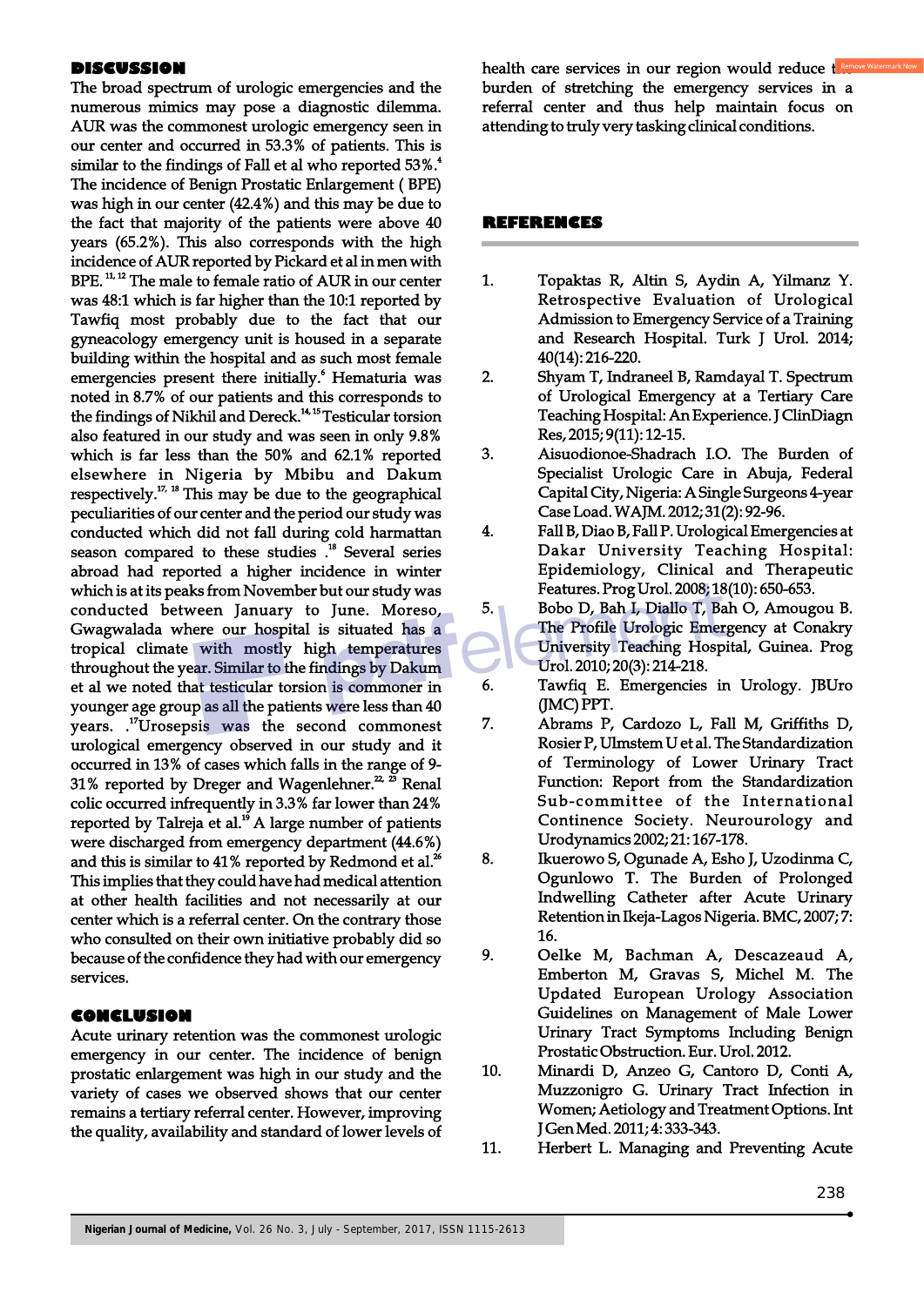## DISCUSSION

The broad spectrum of urologic emergencies and the numerous mimics may pose a diagnostic dilemma. AUR was the commonest urologic emergency seen in our center and occurred in 53.3% of patients. This is similar to the findings of Fall et al who reported 53%.[4] The incidence of Benign Prostatic Enlargement ( BPE) was high in our center (42.4%) and this may be due to the fact that majority of the patients were above 40 years (65.2%). This also corresponds with the high incidence of AUR reported by Pickard et al in men with BPE. [11, 12] The male to female ratio of AUR in our center was 48:1 which is far higher than the 10:1 reported by Tawfiq most probably due to the fact that our gyneacology emergency unit is housed in a separate building within the hospital and as such most female emergencies present there initially.[6] Hematuria was noted in 8.7% of our patients and this corresponds to the findings of Nikhil and Dereck.[14, 15] Testicular torsion also featured in our study and was seen in only 9.8% which is far less than the 50% and 62.1% reported elsewhere in Nigeria by Mbibu and Dakum respectively.[17, 18] This may be due to the geographical peculiarities of our center and the period our study was conducted which did not fall during cold harmattan season compared to these studies .[18] Several series abroad had reported a higher incidence in winter which is at its peaks from November but our study was conducted between January to June. Moreso, Gwagwalada where our hospital is situated has a tropical climate with mostly high temperatures throughout the year. Similar to the findings by Dakum et al we noted that testicular torsion is commoner in younger age group as all the patients were less than 40 years. .[17] Urosepsis was the second commonest urological emergency observed in our study and it occurred in 13% of cases which falls in the range of 9-31% reported by Dreger and Wagenlehner.[22, 23] Renal colic occurred infrequently in 3.3% far lower than 24% reported by Talreja et al.[19] A large number of patients were discharged from emergency department (44.6%) and this is similar to 41% reported by Redmond et al.[26] This implies that they could have had medical attention at other health facilities and not necessarily at our center which is a referral center. On the contrary those who consulted on their own initiative probably did so because of the confidence they had with our emergency services.

## CONCLUSION

Acute urinary retention was the commonest urologic emergency in our center. The incidence of benign prostatic enlargement was high in our study and the variety of cases we observed shows that our center remains a tertiary referral center. However, improving the quality, availability and standard of lower levels of health care services in our region would reduce the burden of stretching the emergency services in a referral center and thus help maintain focus on attending to truly very tasking clinical conditions.

## REFERENCES

1. Topaktas R, Altin S, Aydin A, Yilmanz Y. Retrospective Evaluation of Urological Admission to Emergency Service of a Training and Research Hospital. Turk J Urol. 2014; 40(14): 216-220.
2. Shyam T, Indraneel B, Ramdayal T. Spectrum of Urological Emergency at a Tertiary Care Teaching Hospital: An Experience. J ClinDiagn Res, 2015; 9(11): 12-15.
3. Aisuodionoe-Shadrach I.O. The Burden of Specialist Urologic Care in Abuja, Federal Capital City, Nigeria: A Single Surgeons 4-year Case Load. WAJM. 2012; 31(2): 92-96.
4. Fall B, Diao B, Fall P. Urological Emergencies at Dakar University Teaching Hospital: Epidemiology, Clinical and Therapeutic Features. Prog Urol. 2008; 18(10): 650-653.
5. Bobo D, Bah I, Diallo T, Bah O, Amougou B. The Profile Urologic Emergency at Conakry University Teaching Hospital, Guinea. Prog Urol. 2010; 20(3): 214-218.
6. Tawfiq E. Emergencies in Urology. JBUro (JMC) PPT.
7. Abrams P, Cardozo L, Fall M, Griffiths D, Rosier P, Ulmstem U et al. The Standardization of Terminology of Lower Urinary Tract Function: Report from the Standardization Sub-committee of the International Continence Society. Neurourology and Urodynamics 2002; 21: 167-178.
8. Ikuerowo S, Ogunade A, Esho J, Uzodinma C, Ogunlowo T. The Burden of Prolonged Indwelling Catheter after Acute Urinary Retention in Ikeja-Lagos Nigeria. BMC, 2007; 7: 16.
9. Oelke M, Bachman A, Descazeaud A, Emberton M, Gravas S, Michel M. The Updated European Urology Association Guidelines on Management of Male Lower Urinary Tract Symptoms Including Benign Prostatic Obstruction. Eur. Urol. 2012.
10. Minardi D, Anzeo G, Cantoro D, Conti A, Muzzonigro G. Urinary Tract Infection in Women; Aetiology and Treatment Options. Int J Gen Med. 2011; 4: 333-343.
11. Herbert L. Managing and Preventing Acute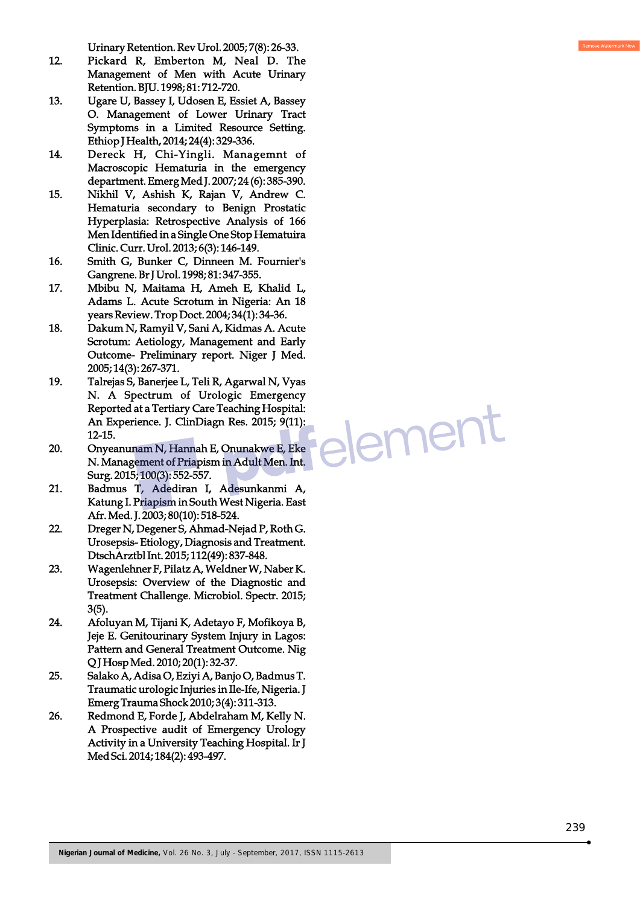Urinary Retention. Rev Urol. 2005; 7(8): 26-33.

12. Pickard R, Emberton M, Neal D. The Management of Men with Acute Urinary Retention. BJU. 1998; 81: 712-720.
13. Ugare U, Bassey I, Udosen E, Essiet A, Bassey O. Management of Lower Urinary Tract Symptoms in a Limited Resource Setting. Ethiop J Health, 2014; 24(4): 329-336.
14. Dereck H, Chi-Yingli. Managemnt of Macroscopic Hematuria in the emergency department. Emerg Med J. 2007; 24 (6): 385-390.
15. Nikhil V, Ashish K, Rajan V, Andrew C. Hematuria secondary to Benign Prostatic Hyperplasia: Retrospective Analysis of 166 Men Identified in a Single One Stop Hematuira Clinic. Curr. Urol. 2013; 6(3): 146-149.
16. Smith G, Bunker C, Dinneen M. Fournier's Gangrene. Br J Urol. 1998; 81: 347-355.
17. Mbibu N, Maitama H, Ameh E, Khalid L, Adams L. Acute Scrotum in Nigeria: An 18 years Review. Trop Doct. 2004; 34(1): 34-36.
18. Dakum N, Ramyil V, Sani A, Kidmas A. Acute Scrotum: Aetiology, Management and Early Outcome- Preliminary report. Niger J Med. 2005; 14(3): 267-371.
19. Talrejas S, Banerjee L, Teli R, Agarwal N, Vyas N. A Spectrum of Urologic Emergency Reported at a Tertiary Care Teaching Hospital: An Experience. J. ClinDiagn Res. 2015; 9(11): 12-15.
20. Onyeanunam N, Hannah E, Onunakwe E, Eke N. Management of Priapism in Adult Men. Int. Surg. 2015; 100(3): 552-557.
21. Badmus T, Adediran I, Adesunkanmi A, Katung I. Priapism in South West Nigeria. East Afr. Med. J. 2003; 80(10): 518-524.
22. Dreger N, Degener S, Ahmad-Nejad P, Roth G. Urosepsis- Etiology, Diagnosis and Treatment. DtschArztbl Int. 2015; 112(49): 837-848.
23. Wagenlehner F, Pilatz A, Weldner W, Naber K. Urosepsis: Overview of the Diagnostic and Treatment Challenge. Microbiol. Spectr. 2015; 3(5).
24. Afoluyan M, Tijani K, Adetayo F, Mofikoya B, Jeje E. Genitourinary System Injury in Lagos: Pattern and General Treatment Outcome. Nig Q J Hosp Med. 2010; 20(1): 32-37.
25. Salako A, Adisa O, Eziyi A, Banjo O, Badmus T. Traumatic urologic Injuries in Ile-Ife, Nigeria. J Emerg Trauma Shock 2010; 3(4): 311-313.
26. Redmond E, Forde J, Abdelraham M, Kelly N. A Prospective audit of Emergency Urology Activity in a University Teaching Hospital. Ir J Med Sci. 2014; 184(2): 493-497.